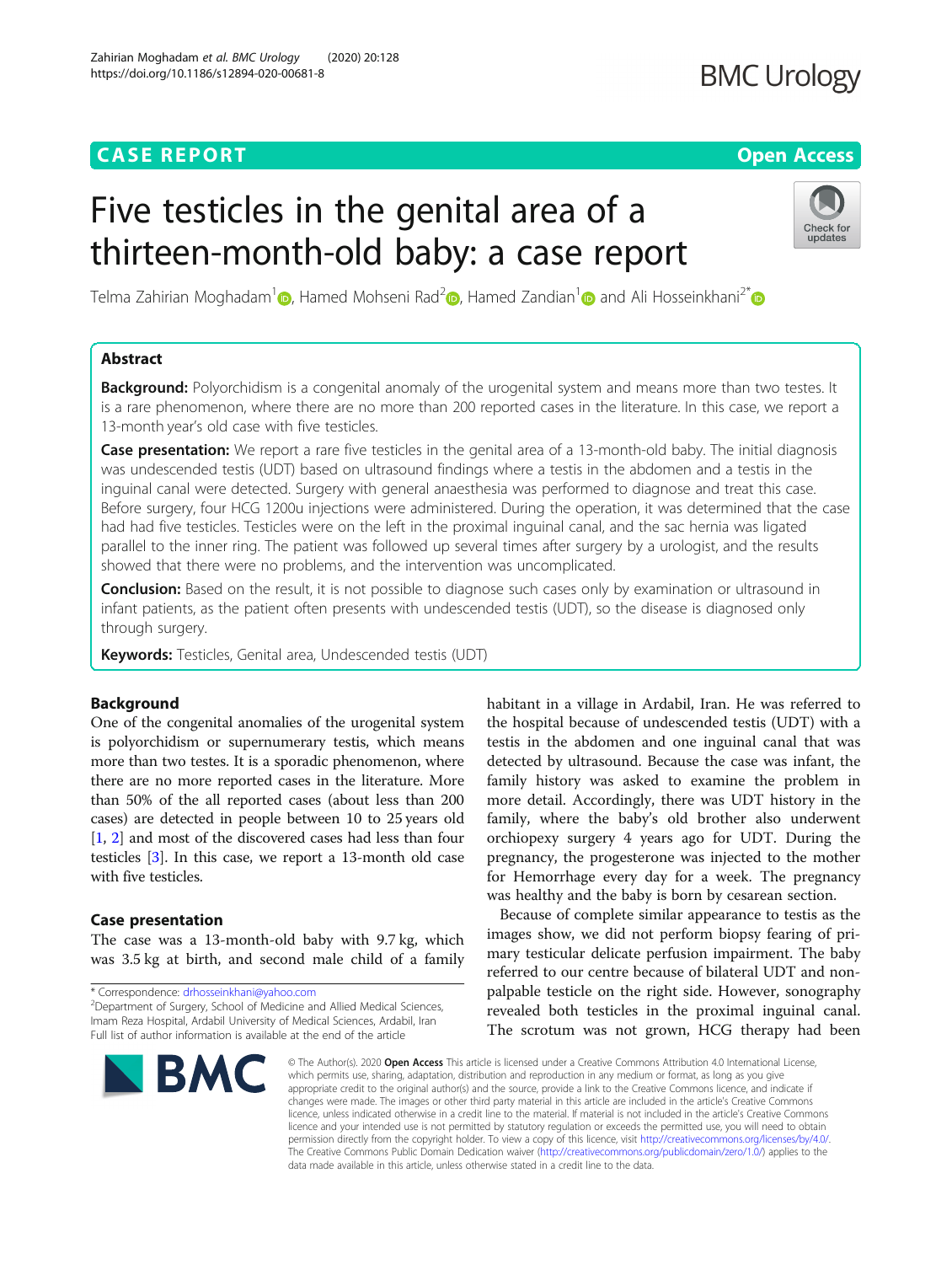# CASE REPORT

# Five testicles in the genital area of a thirteen-month-old baby: a case report

Telma Zahirian Moghadam[1], Hamed Mohseni Rad[2], Hamed Zandian[1] and Ali Hosseinkhani[2*]

## Abstract

**Background:** Polyorchidism is a congenital anomaly of the urogenital system and means more than two testes. It is a rare phenomenon, where there are no more than 200 reported cases in the literature. In this case, we report a 13-month year's old case with five testicles.

**Case presentation:** We report a rare five testicles in the genital area of a 13-month-old baby. The initial diagnosis was undescended testis (UDT) based on ultrasound findings where a testis in the abdomen and a testis in the inguinal canal were detected. Surgery with general anaesthesia was performed to diagnose and treat this case. Before surgery, four HCG 1200u injections were administered. During the operation, it was determined that the case had had five testicles. Testicles were on the left in the proximal inguinal canal, and the sac hernia was ligated parallel to the inner ring. The patient was followed up several times after surgery by a urologist, and the results showed that there were no problems, and the intervention was uncomplicated.

**Conclusion:** Based on the result, it is not possible to diagnose such cases only by examination or ultrasound in infant patients, as the patient often presents with undescended testis (UDT), so the disease is diagnosed only through surgery.

**Keywords:** Testicles, Genital area, Undescended testis (UDT)

## Background

One of the congenital anomalies of the urogenital system is polyorchidism or supernumerary testis, which means more than two testes. It is a sporadic phenomenon, where there are no more reported cases in the literature. More than 50% of the all reported cases (about less than 200 cases) are detected in people between 10 to 25 years old [1, 2] and most of the discovered cases had less than four testicles [3]. In this case, we report a 13-month old case with five testicles.

## Case presentation

The case was a 13-month-old baby with 9.7 kg, which was 3.5 kg at birth, and second male child of a family habitant in a village in Ardabil, Iran. He was referred to the hospital because of undescended testis (UDT) with a testis in the abdomen and one inguinal canal that was detected by ultrasound. Because the case was rare, the family history was asked to examine the problem in more detail. Accordingly, there was UDT history in the family, where the baby's old brother also underwent orchiopexy surgery 4 years ago for UDT. During the pregnancy, the progesterone was injected to the mother for Hemorrhage every day for a week. The pregnancy was healthy and the baby is born by cesarean section.

Because of complete similar appearance to testis as the images show, we did not perform biopsy fearing of primary testicular delicate perfusion impairment. The baby referred to our centre because of bilateral UDT and non-palpable testicle on the right side. However, sonography revealed both testicles in the proximal inguinal canal. The scrotum was not grown, HCG therapy had been

* Correspondence: drhosseinkhani@yahoo.com
[2]Department of Surgery, School of Medicine and Allied Medical Sciences, Imam Reza Hospital, Ardabil University of Medical Sciences, Ardabil, Iran
Full list of author information is available at the end of the article

© The Author(s). 2020 **Open Access** This article is licensed under a Creative Commons Attribution 4.0 International License, which permits use, sharing, adaptation, distribution and reproduction in any medium or format, as long as you give appropriate credit to the original author(s) and the source, provide a link to the Creative Commons licence, and indicate if changes were made. The images or other third party material in this article are included in the article's Creative Commons licence, unless indicated otherwise in a credit line to the material. If material is not included in the article's Creative Commons licence and your intended use is not permitted by statutory regulation or exceeds the permitted use, you will need to obtain permission directly from the copyright holder. To view a copy of this licence, visit http://creativecommons.org/licenses/by/4.0/. The Creative Commons Public Domain Dedication waiver (http://creativecommons.org/publicdomain/zero/1.0/) applies to the data made available in this article, unless otherwise stated in a credit line to the data.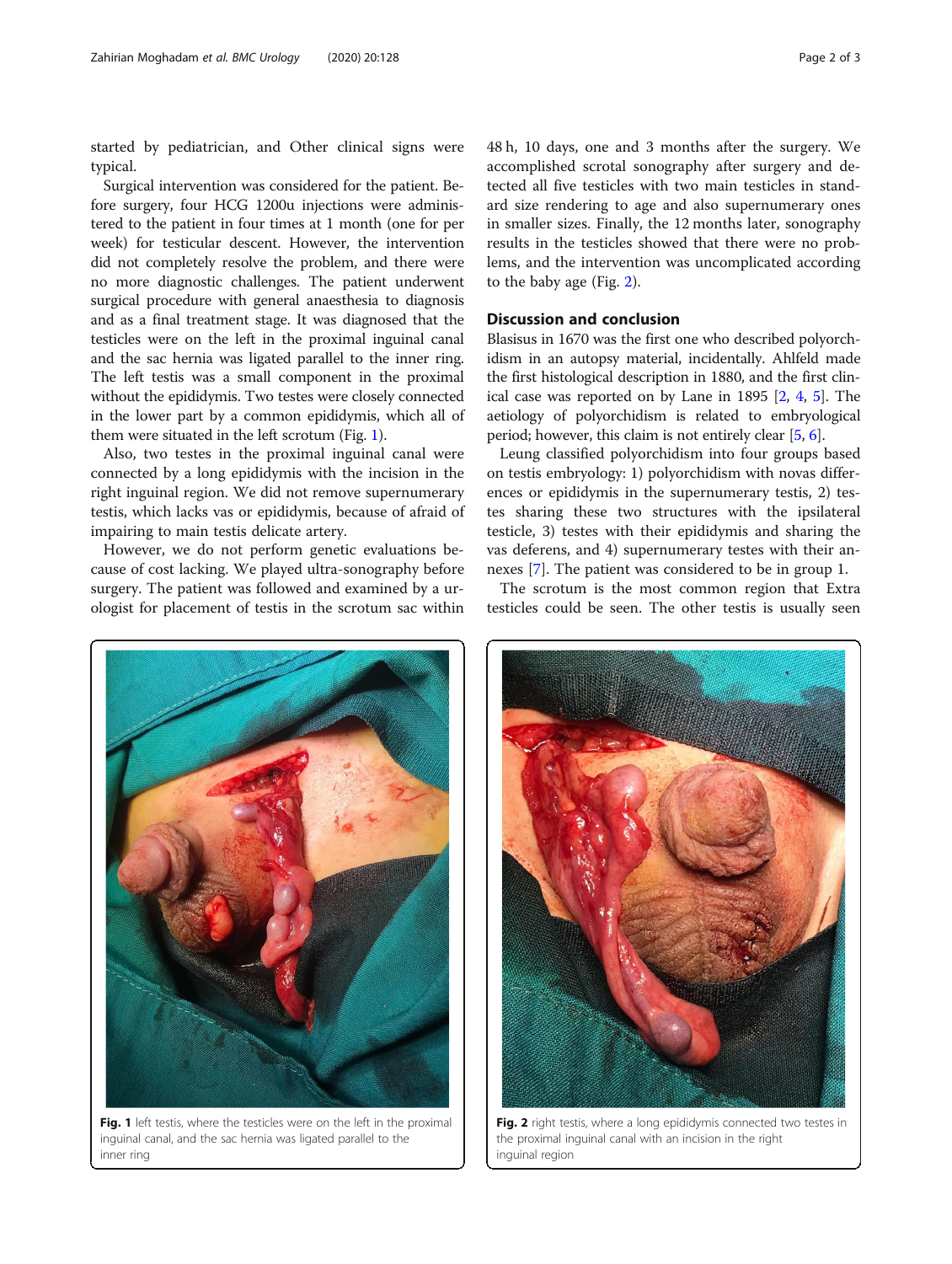started by pediatrician, and Other clinical signs were typical.

Surgical intervention was considered for the patient. Before surgery, four HCG 1200u injections were administered to the patient in four times at 1 month (one for per week) for testicular descent. However, the intervention did not completely resolve the problem, and there were no more diagnostic challenges. The patient underwent surgical procedure with general anaesthesia to diagnosis and as a final treatment stage. It was diagnosed that the testicles were on the left in the proximal inguinal canal and the sac hernia was ligated parallel to the inner ring. The left testis was a small component in the proximal without the epididymis. Two testes were closely connected in the lower part by a common epididymis, which all of them were situated in the left scrotum (Fig. 1).

Also, two testes in the proximal inguinal canal were connected by a long epididymis with the incision in the right inguinal region. We did not remove supernumerary testis, which lacks vas or epididymis, because of afraid of impairing to main testis delicate artery.

However, we do not perform genetic evaluations because of cost lacking. We played ultra-sonography before surgery. The patient was followed and examined by a urologist for placement of testis in the scrotum sac within 48 h, 10 days, one and 3 months after the surgery. We accomplished scrotal sonography after surgery and detected all five testicles with two main testicles in standard size rendering to age and also supernumerary ones in smaller sizes. Finally, the 12 months later, sonography results in the testicles showed that there were no problems, and the intervention was uncomplicated according to the baby age (Fig. 2).

## Discussion and conclusion

Blasisus in 1670 was the first one who described polyorchidism in an autopsy material, incidentally. Ahlfeld made the first histological description in 1880, and the first clinical case was reported on by Lane in 1895 [2, 4, 5]. The aetiology of polyorchidism is related to embryological period; however, this claim is not entirely clear [5, 6].

Leung classified polyorchidism into four groups based on testis embryology: 1) polyorchidism with novas differences or epididymis in the supernumerary testis, 2) testes sharing these two structures with the ipsilateral testicle, 3) testes with their epididymis and sharing the vas deferens, and 4) supernumerary testes with their annexes [7]. The patient was considered to be in group 1.

The scrotum is the most common region that Extra testicles could be seen. The other testis is usually seen

**Fig. 1** left testis, where the testicles were on the left in the proximal inguinal canal, and the sac hernia was ligated parallel to the inner ring

**Fig. 2** right testis, where a long epididymis connected two testes in the proximal inguinal canal with an incision in the right inguinal region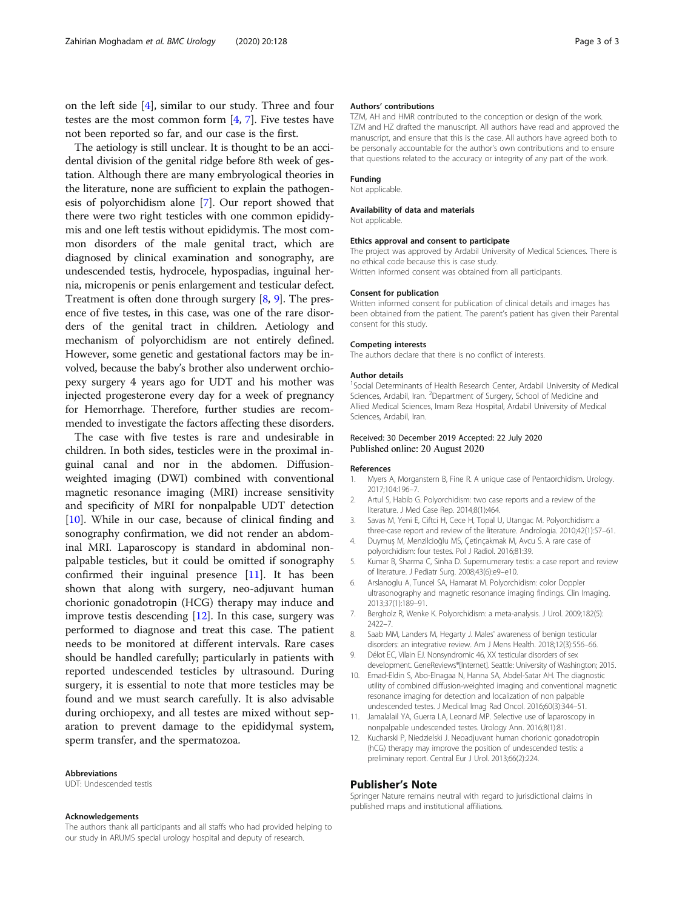on the left side [4], similar to our study. Three and four testes are the most common form [4, 7]. Five testes have not been reported so far, and our case is the first.

The aetiology is still unclear. It is thought to be an accidental division of the genital ridge before 8th week of gestation. Although there are many embryological theories in the literature, none are sufficient to explain the pathogenesis of polyorchidism alone [7]. Our report showed that there were two right testicles with one common epididymis and one left testis without epididymis. The most common disorders of the male genital tract, which are diagnosed by clinical examination and sonography, are undescended testis, hydrocele, hypospadias, inguinal hernia, micropenis or penis enlargement and testicular defect. Treatment is often done through surgery [8, 9]. The presence of five testes, in this case, was one of the rare disorders of the genital tract in children. Aetiology and mechanism of polyorchidism are not entirely defined. However, some genetic and gestational factors may be involved, because the baby's brother also underwent orchiopexy surgery 4 years ago for UDT and his mother was injected progesterone every day for a week of pregnancy for Hemorrhage. Therefore, further studies are recommended to investigate the factors affecting these disorders.

The case with five testes is rare and undesirable in children. In both sides, testicles were in the proximal inguinal canal and nor in the abdomen. Diffusion-weighted imaging (DWI) combined with conventional magnetic resonance imaging (MRI) increase sensitivity and specificity of MRI for nonpalpable UDT detection [10]. While in our case, because of clinical finding and sonography confirmation, we did not render an abdominal MRI. Laparoscopy is standard in abdominal nonpalpable testicles, but it could be omitted if sonography confirmed their inguinal presence [11]. It has been shown that along with surgery, neo-adjuvant human chorionic gonadotropin (HCG) therapy may induce and improve testis descending [12]. In this case, surgery was performed to diagnose and treat this case. The patient needs to be monitored at different intervals. Rare cases should be handled carefully; particularly in patients with reported undescended testicles by ultrasound. During surgery, it is essential to note that more testicles may be found and we must search carefully. It is also advisable during orchiopexy, and all testes are mixed without separation to prevent damage to the epididymal system, sperm transfer, and the spermatozoa.

#### Abbreviations

UDT: Undescended testis

#### Acknowledgements

The authors thank all participants and all staffs who had provided helping to our study in ARUMS special urology hospital and deputy of research.

#### Authors' contributions

TZM, AH and HMR contributed to the conception or design of the work. TZM and HZ drafted the manuscript. All authors have read and approved the manuscript, and ensure that this is the case. All authors have agreed both to be personally accountable for the author's own contributions and to ensure that questions related to the accuracy or integrity of any part of the work.

#### Funding

Not applicable.

#### Availability of data and materials

Not applicable.

#### Ethics approval and consent to participate

The project was approved by Ardabil University of Medical Sciences. There is no ethical code because this is case study.
Written informed consent was obtained from all participants.

#### Consent for publication

Written informed consent for publication of clinical details and images has been obtained from the patient. The parent's patient has given their Parental consent for this study.

#### Competing interests

The authors declare that there is no conflict of interests.

#### Author details

[1]Social Determinants of Health Research Center, Ardabil University of Medical Sciences, Ardabil, Iran. [2]Department of Surgery, School of Medicine and Allied Medical Sciences, Imam Reza Hospital, Ardabil University of Medical Sciences, Ardabil, Iran.

Received: 30 December 2019 Accepted: 22 July 2020
Published online: 20 August 2020

#### References

1. Myers A, Morganstern B, Fine R. A unique case of Pentaorchidism. Urology. 2017;104:196–7.
2. Artul S, Habib G. Polyorchidism: two case reports and a review of the literature. J Med Case Rep. 2014;8(1):464.
3. Savas M, Yeni E, Ciftci H, Cece H, Topal U, Utangac M. Polyorchidism: a three-case report and review of the literature. Andrologia. 2010;42(1):57–61.
4. Duymuş M, Menzilcioğlu MS, Çetinçakmak M, Avcu S. A rare case of polyorchidism: four testes. Pol J Radiol. 2016;81:39.
5. Kumar B, Sharma C, Sinha D. Supernumerary testis: a case report and review of literature. J Pediatr Surg. 2008;43(6):e9–e10.
6. Arslanoglu A, Tuncel SA, Hamarat M. Polyorchidism: color Doppler ultrasonography and magnetic resonance imaging findings. Clin Imaging. 2013;37(1):189–91.
7. Bergholz R, Wenke K. Polyorchidism: a meta-analysis. J Urol. 2009;182(5): 2422–7.
8. Saab MM, Landers M, Hegarty J. Males' awareness of benign testicular disorders: an integrative review. Am J Mens Health. 2018;12(3):556–66.
9. Délot EC, Vilain EJ. Nonsyndromic 46, XX testicular disorders of sex development. GeneReviews®[Internet]. Seattle: University of Washington; 2015.
10. Emad-Eldin S, Abo-Elnagaa N, Hanna SA, Abdel-Satar AH. The diagnostic utility of combined diffusion-weighted imaging and conventional magnetic resonance imaging for detection and localization of non palpable undescended testes. J Medical Imag Rad Oncol. 2016;60(3):344–51.
11. Jamalalail YA, Guerra LA, Leonard MP. Selective use of laparoscopy in nonpalpable undescended testes. Urology Ann. 2016;8(1):81.
12. Kucharski P, Niedzielski J. Neoadjuvant human chorionic gonadotropin (hCG) therapy may improve the position of undescended testis: a preliminary report. Central Eur J Urol. 2013;66(2):224.

## Publisher's Note

Springer Nature remains neutral with regard to jurisdictional claims in published maps and institutional affiliations.